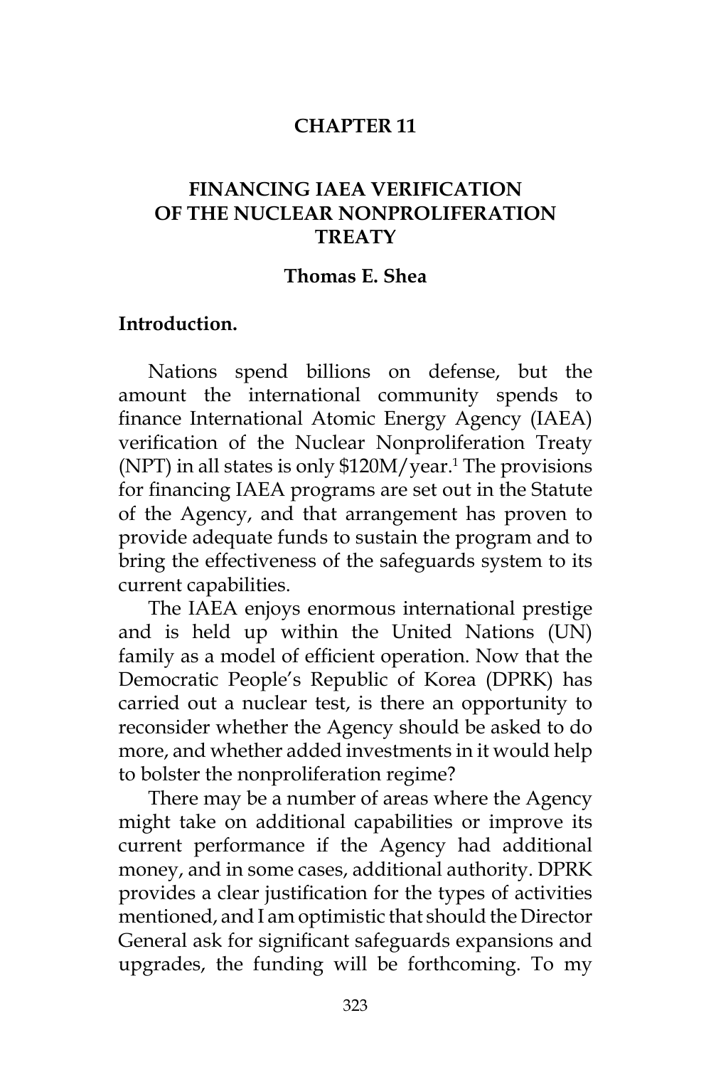# CHAPTER 11

# FINANCING IAEA VERIFICATION OF THE NUCLEAR NONPROLIFERATION TREATY

**Thomas E. Shea**

## Introduction.

Nations spend billions on defense, but the amount the international community spends to finance International Atomic Energy Agency (IAEA) verification of the Nuclear Nonproliferation Treaty (NPT) in all states is only $120M/year.[1] The provisions for financing IAEA programs are set out in the Statute of the Agency, and that arrangement has proven to provide adequate funds to sustain the program and to bring the effectiveness of the safeguards system to its current capabilities.

The IAEA enjoys enormous international prestige and is held up within the United Nations (UN) family as a model of efficient operation. Now that the Democratic People's Republic of Korea (DPRK) has carried out a nuclear test, is there an opportunity to reconsider whether the Agency should be asked to do more, and whether added investments in it would help to bolster the nonproliferation regime?

There may be a number of areas where the Agency might take on additional capabilities or improve its current performance if the Agency had additional money, and in some cases, additional authority. DPRK provides a clear justification for the types of activities mentioned, and I am optimistic that should the Director General ask for significant safeguards expansions and upgrades, the funding will be forthcoming. To my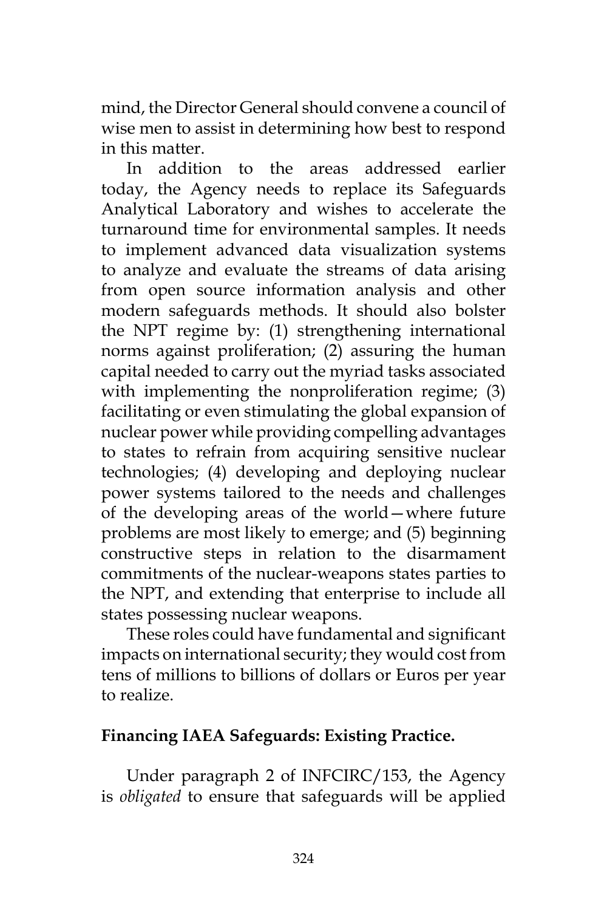mind, the Director General should convene a council of wise men to assist in determining how best to respond in this matter.

In addition to the areas addressed earlier today, the Agency needs to replace its Safeguards Analytical Laboratory and wishes to accelerate the turnaround time for environmental samples. It needs to implement advanced data visualization systems to analyze and evaluate the streams of data arising from open source information analysis and other modern safeguards methods. It should also bolster the NPT regime by: (1) strengthening international norms against proliferation; (2) assuring the human capital needed to carry out the myriad tasks associated with implementing the nonproliferation regime; (3) facilitating or even stimulating the global expansion of nuclear power while providing compelling advantages to states to refrain from acquiring sensitive nuclear technologies; (4) developing and deploying nuclear power systems tailored to the needs and challenges of the developing areas of the world—where future problems are most likely to emerge; and (5) beginning constructive steps in relation to the disarmament commitments of the nuclear-weapons states parties to the NPT, and extending that enterprise to include all states possessing nuclear weapons.

These roles could have fundamental and significant impacts on international security; they would cost from tens of millions to billions of dollars or Euros per year to realize.

**Financing IAEA Safeguards: Existing Practice.**

Under paragraph 2 of INFCIRC/153, the Agency is *obligated* to ensure that safeguards will be applied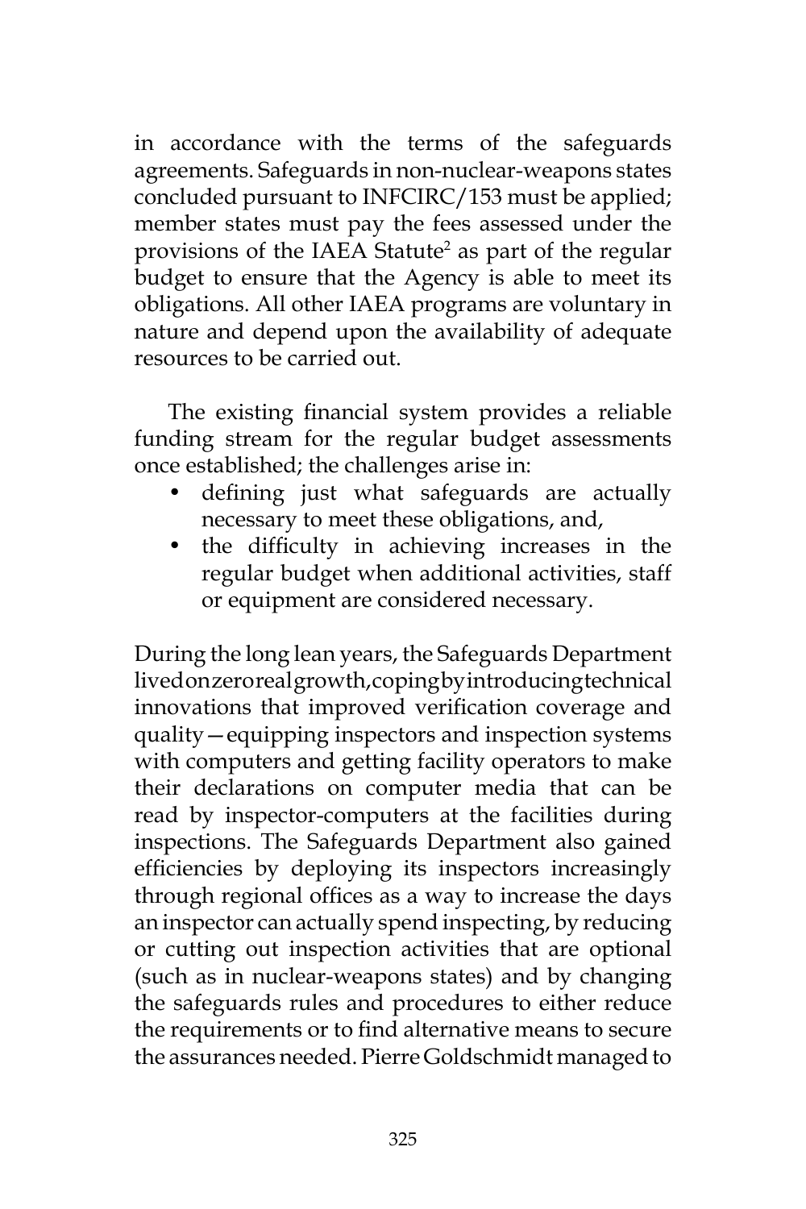in accordance with the terms of the safeguards agreements. Safeguards in non-nuclear-weapons states concluded pursuant to INFCIRC/153 must be applied; member states must pay the fees assessed under the provisions of the IAEA Statute[2] as part of the regular budget to ensure that the Agency is able to meet its obligations. All other IAEA programs are voluntary in nature and depend upon the availability of adequate resources to be carried out.

The existing financial system provides a reliable funding stream for the regular budget assessments once established; the challenges arise in:

- defining just what safeguards are actually necessary to meet these obligations, and,
- the difficulty in achieving increases in the regular budget when additional activities, staff or equipment are considered necessary.

During the long lean years, the Safeguards Department lived on zero real growth, coping by introducing technical innovations that improved verification coverage and quality—equipping inspectors and inspection systems with computers and getting facility operators to make their declarations on computer media that can be read by inspector-computers at the facilities during inspections. The Safeguards Department also gained efficiencies by deploying its inspectors increasingly through regional offices as a way to increase the days an inspector can actually spend inspecting, by reducing or cutting out inspection activities that are optional (such as in nuclear-weapons states) and by changing the safeguards rules and procedures to either reduce the requirements or to find alternative means to secure the assurances needed. Pierre Goldschmidt managed to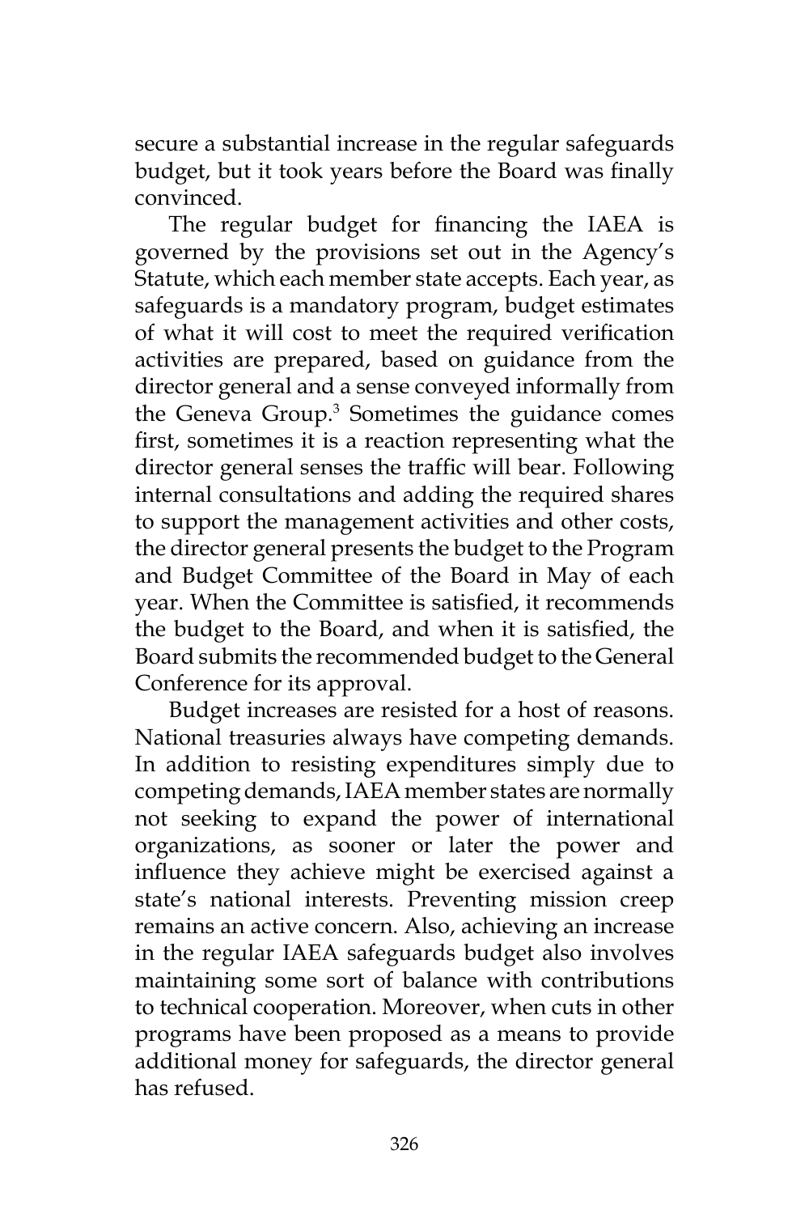secure a substantial increase in the regular safeguards budget, but it took years before the Board was finally convinced.

The regular budget for financing the IAEA is governed by the provisions set out in the Agency's Statute, which each member state accepts. Each year, as safeguards is a mandatory program, budget estimates of what it will cost to meet the required verification activities are prepared, based on guidance from the director general and a sense conveyed informally from the Geneva Group.[3] Sometimes the guidance comes first, sometimes it is a reaction representing what the director general senses the traffic will bear. Following internal consultations and adding the required shares to support the management activities and other costs, the director general presents the budget to the Program and Budget Committee of the Board in May of each year. When the Committee is satisfied, it recommends the budget to the Board, and when it is satisfied, the Board submits the recommended budget to the General Conference for its approval.

Budget increases are resisted for a host of reasons. National treasuries always have competing demands. In addition to resisting expenditures simply due to competing demands, IAEA member states are normally not seeking to expand the power of international organizations, as sooner or later the power and influence they achieve might be exercised against a state's national interests. Preventing mission creep remains an active concern. Also, achieving an increase in the regular IAEA safeguards budget also involves maintaining some sort of balance with contributions to technical cooperation. Moreover, when cuts in other programs have been proposed as a means to provide additional money for safeguards, the director general has refused.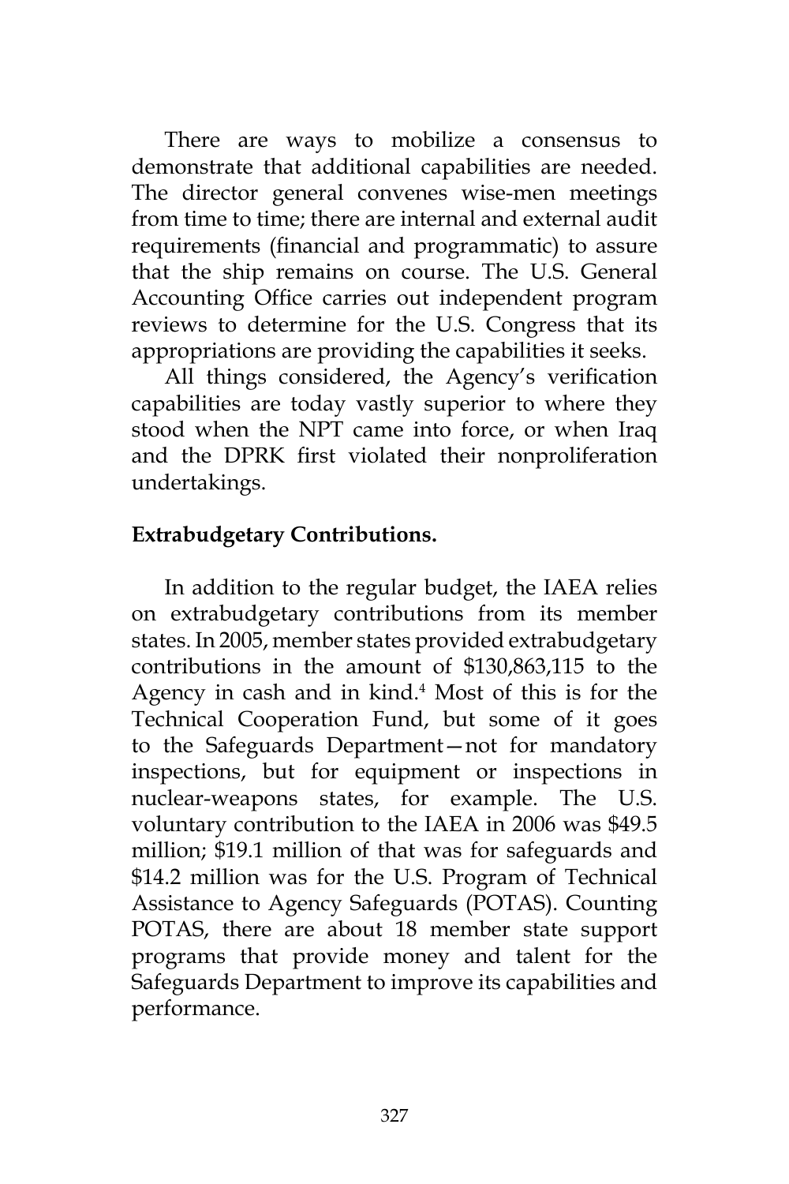There are ways to mobilize a consensus to demonstrate that additional capabilities are needed. The director general convenes wise-men meetings from time to time; there are internal and external audit requirements (financial and programmatic) to assure that the ship remains on course. The U.S. General Accounting Office carries out independent program reviews to determine for the U.S. Congress that its appropriations are providing the capabilities it seeks.

All things considered, the Agency's verification capabilities are today vastly superior to where they stood when the NPT came into force, or when Iraq and the DPRK first violated their nonproliferation undertakings.

**Extrabudgetary Contributions.**

In addition to the regular budget, the IAEA relies on extrabudgetary contributions from its member states. In 2005, member states provided extrabudgetary contributions in the amount of $130,863,115 to the Agency in cash and in kind.[4] Most of this is for the Technical Cooperation Fund, but some of it goes to the Safeguards Department—not for mandatory inspections, but for equipment or inspections in nuclear-weapons states, for example. The U.S. voluntary contribution to the IAEA in 2006 was $49.5 million; $19.1 million of that was for safeguards and $14.2 million was for the U.S. Program of Technical Assistance to Agency Safeguards (POTAS). Counting POTAS, there are about 18 member state support programs that provide money and talent for the Safeguards Department to improve its capabilities and performance.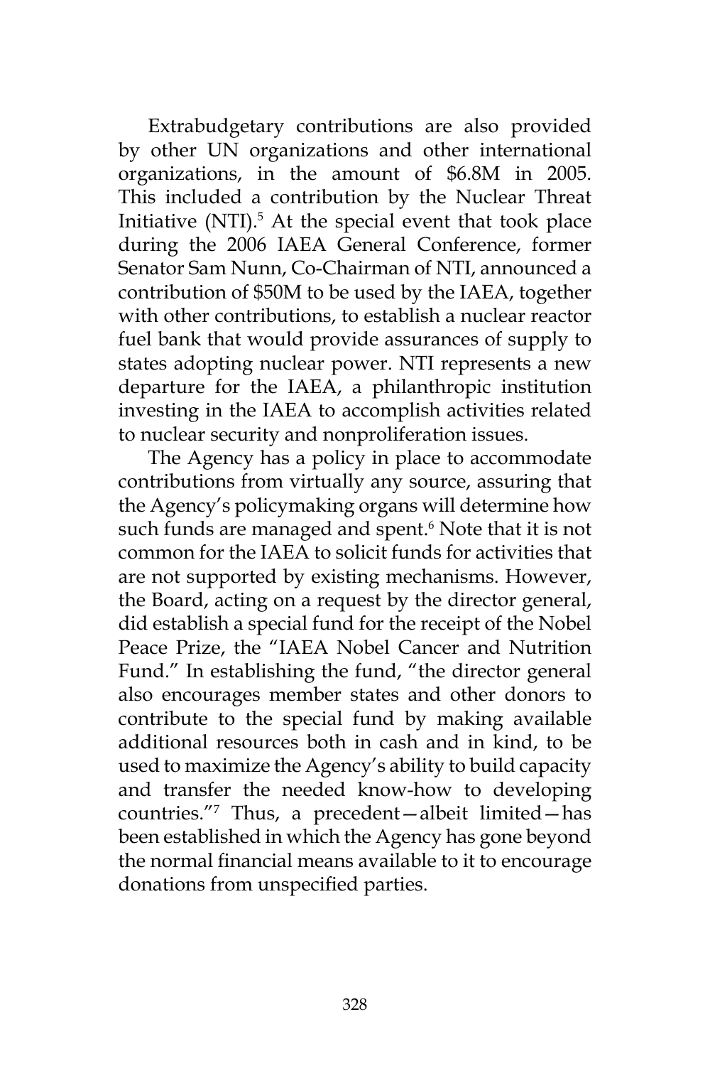Extrabudgetary contributions are also provided by other UN organizations and other international organizations, in the amount of $6.8M in 2005. This included a contribution by the Nuclear Threat Initiative (NTI).[5] At the special event that took place during the 2006 IAEA General Conference, former Senator Sam Nunn, Co-Chairman of NTI, announced a contribution of $50M to be used by the IAEA, together with other contributions, to establish a nuclear reactor fuel bank that would provide assurances of supply to states adopting nuclear power. NTI represents a new departure for the IAEA, a philanthropic institution investing in the IAEA to accomplish activities related to nuclear security and nonproliferation issues.

The Agency has a policy in place to accommodate contributions from virtually any source, assuring that the Agency's policymaking organs will determine how such funds are managed and spent.[6] Note that it is not common for the IAEA to solicit funds for activities that are not supported by existing mechanisms. However, the Board, acting on a request by the director general, did establish a special fund for the receipt of the Nobel Peace Prize, the "IAEA Nobel Cancer and Nutrition Fund." In establishing the fund, "the director general also encourages member states and other donors to contribute to the special fund by making available additional resources both in cash and in kind, to be used to maximize the Agency's ability to build capacity and transfer the needed know-how to developing countries."[7] Thus, a precedent—albeit limited—has been established in which the Agency has gone beyond the normal financial means available to it to encourage donations from unspecified parties.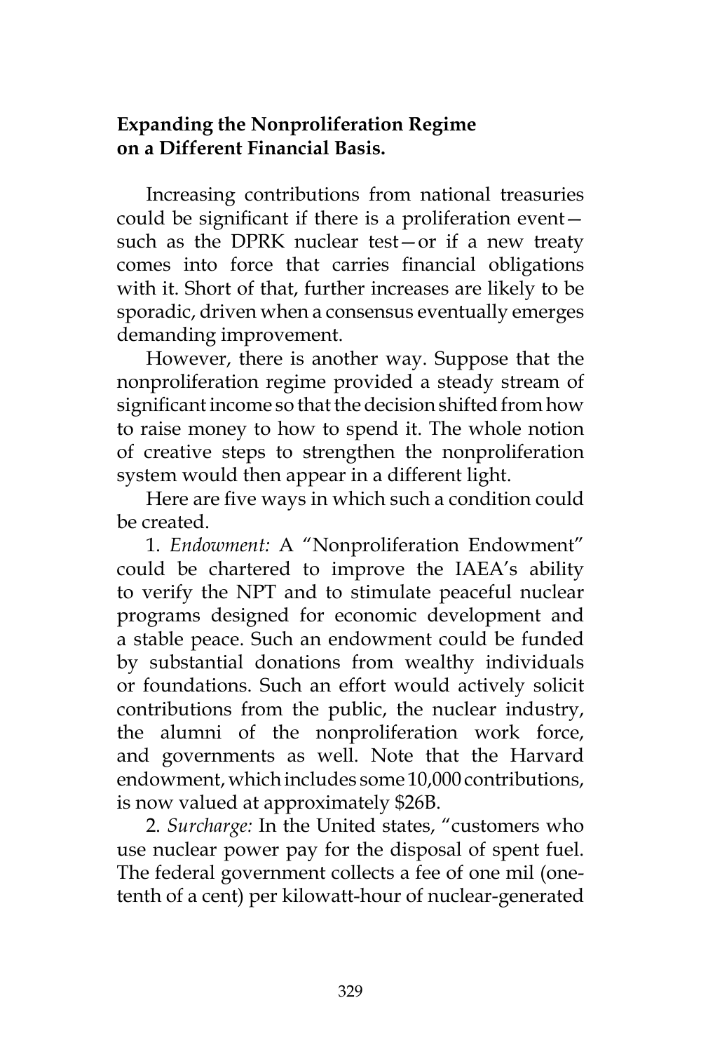**Expanding the Nonproliferation Regime on a Different Financial Basis.**

Increasing contributions from national treasuries could be significant if there is a proliferation event—such as the DPRK nuclear test—or if a new treaty comes into force that carries financial obligations with it. Short of that, further increases are likely to be sporadic, driven when a consensus eventually emerges demanding improvement.

However, there is another way. Suppose that the nonproliferation regime provided a steady stream of significant income so that the decision shifted from how to raise money to how to spend it. The whole notion of creative steps to strengthen the nonproliferation system would then appear in a different light.

Here are five ways in which such a condition could be created.

1. *Endowment:* A "Nonproliferation Endowment" could be chartered to improve the IAEA's ability to verify the NPT and to stimulate peaceful nuclear programs designed for economic development and a stable peace. Such an endowment could be funded by substantial donations from wealthy individuals or foundations. Such an effort would actively solicit contributions from the public, the nuclear industry, the alumni of the nonproliferation work force, and governments as well. Note that the Harvard endowment, which includes some 10,000 contributions, is now valued at approximately $26B.

2. *Surcharge:* In the United states, "customers who use nuclear power pay for the disposal of spent fuel. The federal government collects a fee of one mil (one-tenth of a cent) per kilowatt-hour of nuclear-generated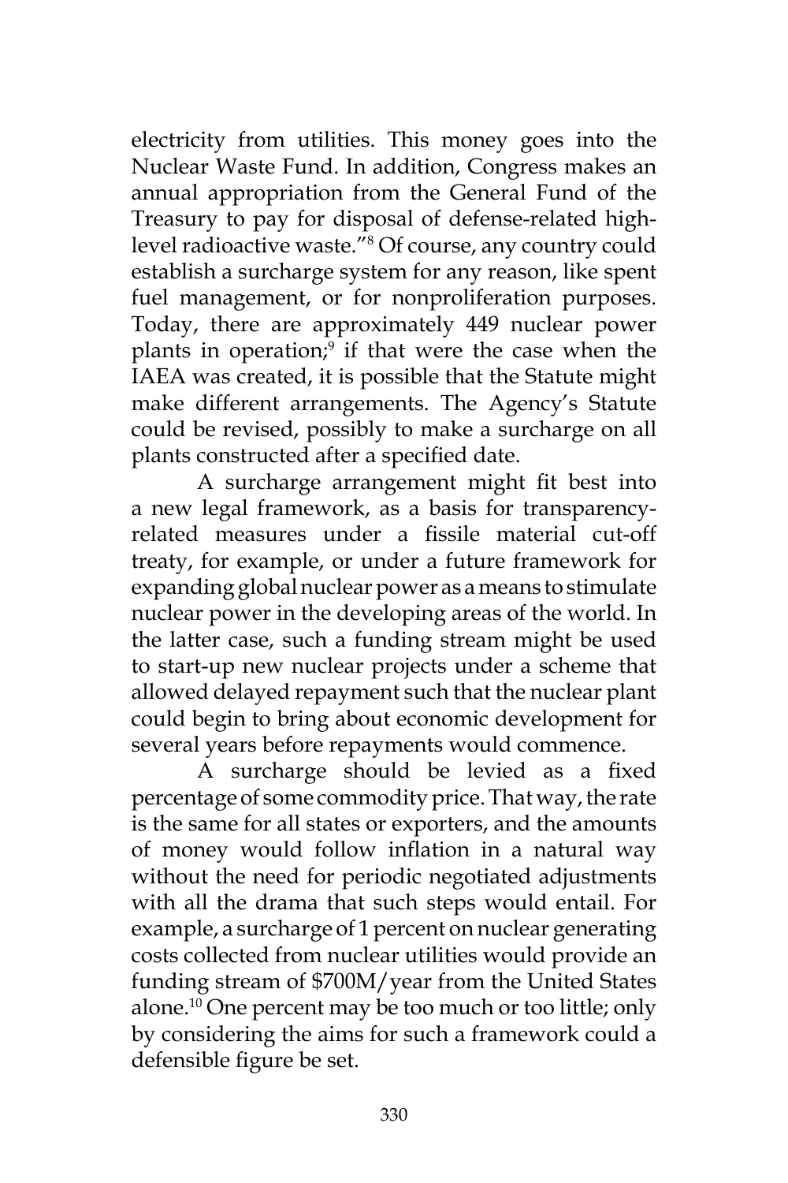electricity from utilities. This money goes into the Nuclear Waste Fund. In addition, Congress makes an annual appropriation from the General Fund of the Treasury to pay for disposal of defense-related high-level radioactive waste."[8] Of course, any country could establish a surcharge system for any reason, like spent fuel management, or for nonproliferation purposes. Today, there are approximately 449 nuclear power plants in operation;[9] if that were the case when the IAEA was created, it is possible that the Statute might make different arrangements. The Agency's Statute could be revised, possibly to make a surcharge on all plants constructed after a specified date.

A surcharge arrangement might fit best into a new legal framework, as a basis for transparency-related measures under a fissile material cut-off treaty, for example, or under a future framework for expanding global nuclear power as a means to stimulate nuclear power in the developing areas of the world. In the latter case, such a funding stream might be used to start-up new nuclear projects under a scheme that allowed delayed repayment such that the nuclear plant could begin to bring about economic development for several years before repayments would commence.

A surcharge should be levied as a fixed percentage of some commodity price. That way, the rate is the same for all states or exporters, and the amounts of money would follow inflation in a natural way without the need for periodic negotiated adjustments with all the drama that such steps would entail. For example, a surcharge of 1 percent on nuclear generating costs collected from nuclear utilities would provide an funding stream of $700M/year from the United States alone.[10] One percent may be too much or too little; only by considering the aims for such a framework could a defensible figure be set.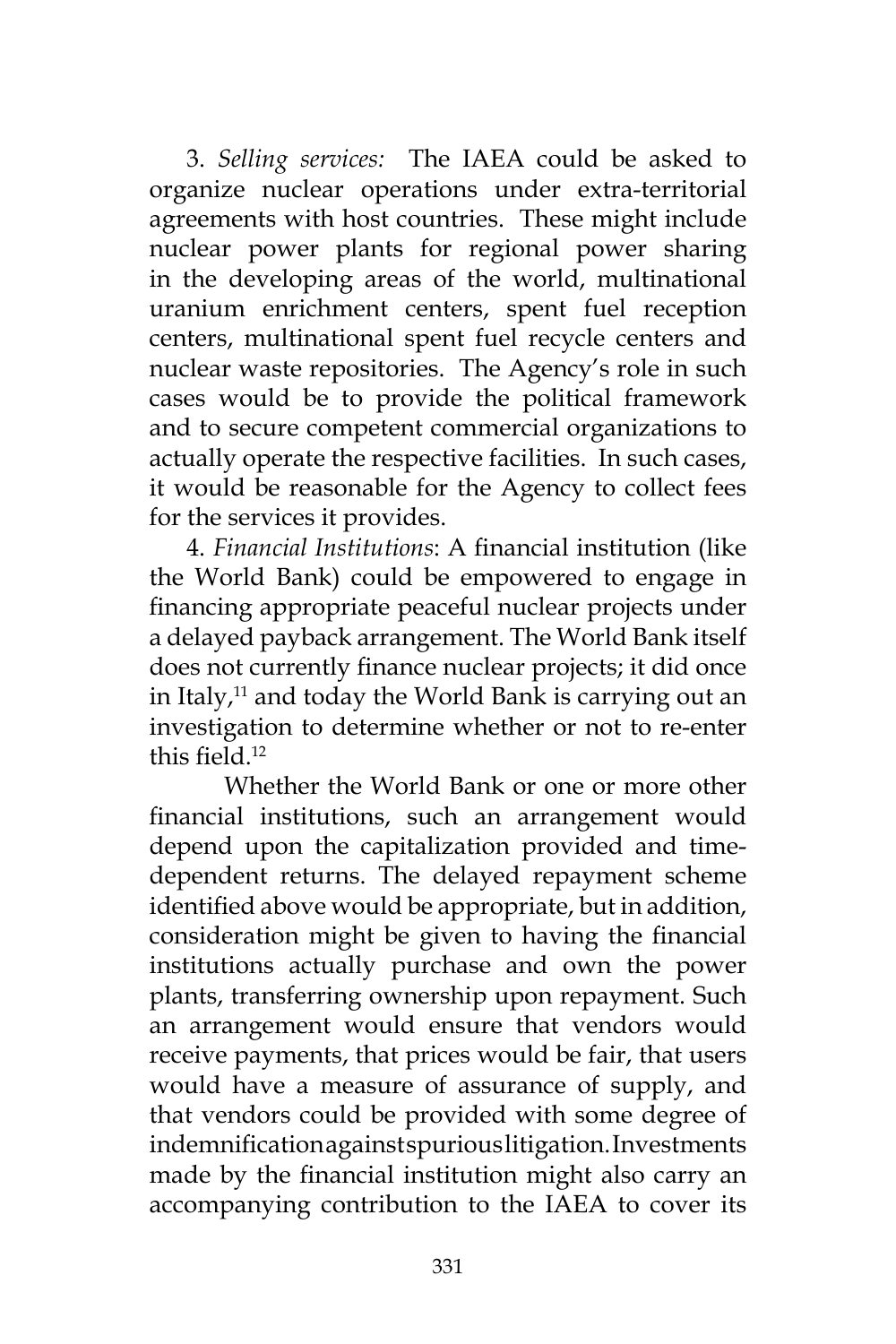3. *Selling services:* The IAEA could be asked to organize nuclear operations under extra-territorial agreements with host countries. These might include nuclear power plants for regional power sharing in the developing areas of the world, multinational uranium enrichment centers, spent fuel reception centers, multinational spent fuel recycle centers and nuclear waste repositories. The Agency's role in such cases would be to provide the political framework and to secure competent commercial organizations to actually operate the respective facilities. In such cases, it would be reasonable for the Agency to collect fees for the services it provides.

4. *Financial Institutions*: A financial institution (like the World Bank) could be empowered to engage in financing appropriate peaceful nuclear projects under a delayed payback arrangement. The World Bank itself does not currently finance nuclear projects; it did once in Italy,[11] and today the World Bank is carrying out an investigation to determine whether or not to re-enter this field.[12]

Whether the World Bank or one or more other financial institutions, such an arrangement would depend upon the capitalization provided and time-dependent returns. The delayed repayment scheme identified above would be appropriate, but in addition, consideration might be given to having the financial institutions actually purchase and own the power plants, transferring ownership upon repayment. Such an arrangement would ensure that vendors would receive payments, that prices would be fair, that users would have a measure of assurance of supply, and that vendors could be provided with some degree of indemnification against spurious litigation. Investments made by the financial institution might also carry an accompanying contribution to the IAEA to cover its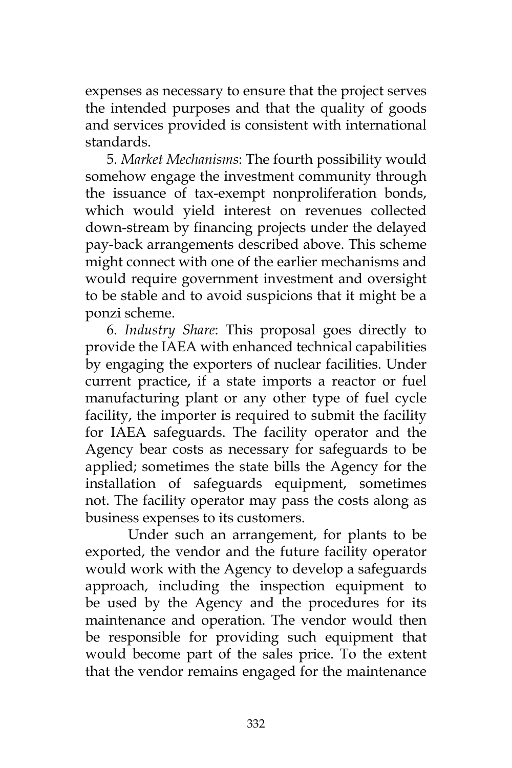expenses as necessary to ensure that the project serves the intended purposes and that the quality of goods and services provided is consistent with international standards.

5. *Market Mechanisms*: The fourth possibility would somehow engage the investment community through the issuance of tax-exempt nonproliferation bonds, which would yield interest on revenues collected down-stream by financing projects under the delayed pay-back arrangements described above. This scheme might connect with one of the earlier mechanisms and would require government investment and oversight to be stable and to avoid suspicions that it might be a ponzi scheme.

6. *Industry Share*: This proposal goes directly to provide the IAEA with enhanced technical capabilities by engaging the exporters of nuclear facilities. Under current practice, if a state imports a reactor or fuel manufacturing plant or any other type of fuel cycle facility, the importer is required to submit the facility for IAEA safeguards. The facility operator and the Agency bear costs as necessary for safeguards to be applied; sometimes the state bills the Agency for the installation of safeguards equipment, sometimes not. The facility operator may pass the costs along as business expenses to its customers.

Under such an arrangement, for plants to be exported, the vendor and the future facility operator would work with the Agency to develop a safeguards approach, including the inspection equipment to be used by the Agency and the procedures for its maintenance and operation. The vendor would then be responsible for providing such equipment that would become part of the sales price. To the extent that the vendor remains engaged for the maintenance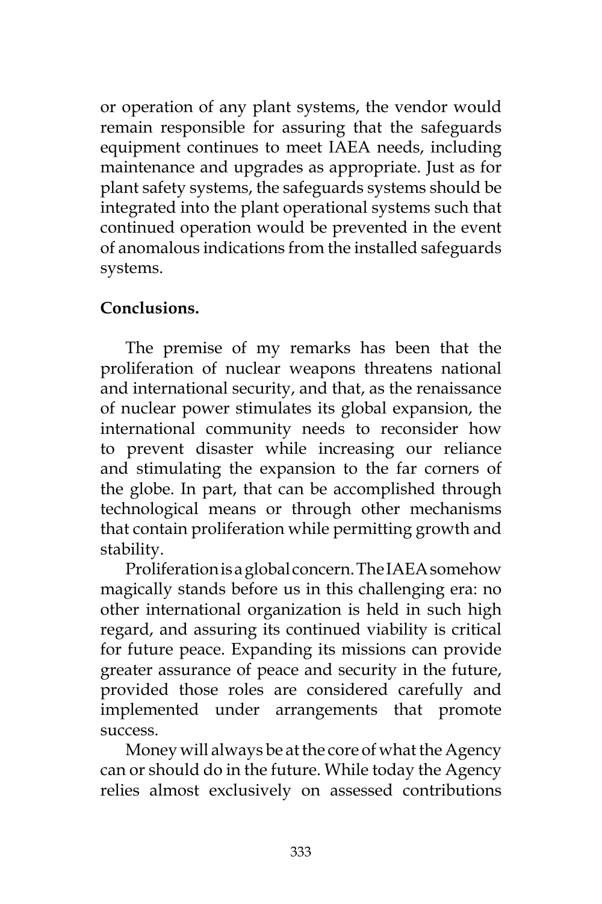or operation of any plant systems, the vendor would remain responsible for assuring that the safeguards equipment continues to meet IAEA needs, including maintenance and upgrades as appropriate. Just as for plant safety systems, the safeguards systems should be integrated into the plant operational systems such that continued operation would be prevented in the event of anomalous indications from the installed safeguards systems.

**Conclusions.**

The premise of my remarks has been that the proliferation of nuclear weapons threatens national and international security, and that, as the renaissance of nuclear power stimulates its global expansion, the international community needs to reconsider how to prevent disaster while increasing our reliance and stimulating the expansion to the far corners of the globe. In part, that can be accomplished through technological means or through other mechanisms that contain proliferation while permitting growth and stability.

Proliferation is a global concern. The IAEA somehow magically stands before us in this challenging era: no other international organization is held in such high regard, and assuring its continued viability is critical for future peace. Expanding its missions can provide greater assurance of peace and security in the future, provided those roles are considered carefully and implemented under arrangements that promote success.

Money will always be at the core of what the Agency can or should do in the future. While today the Agency relies almost exclusively on assessed contributions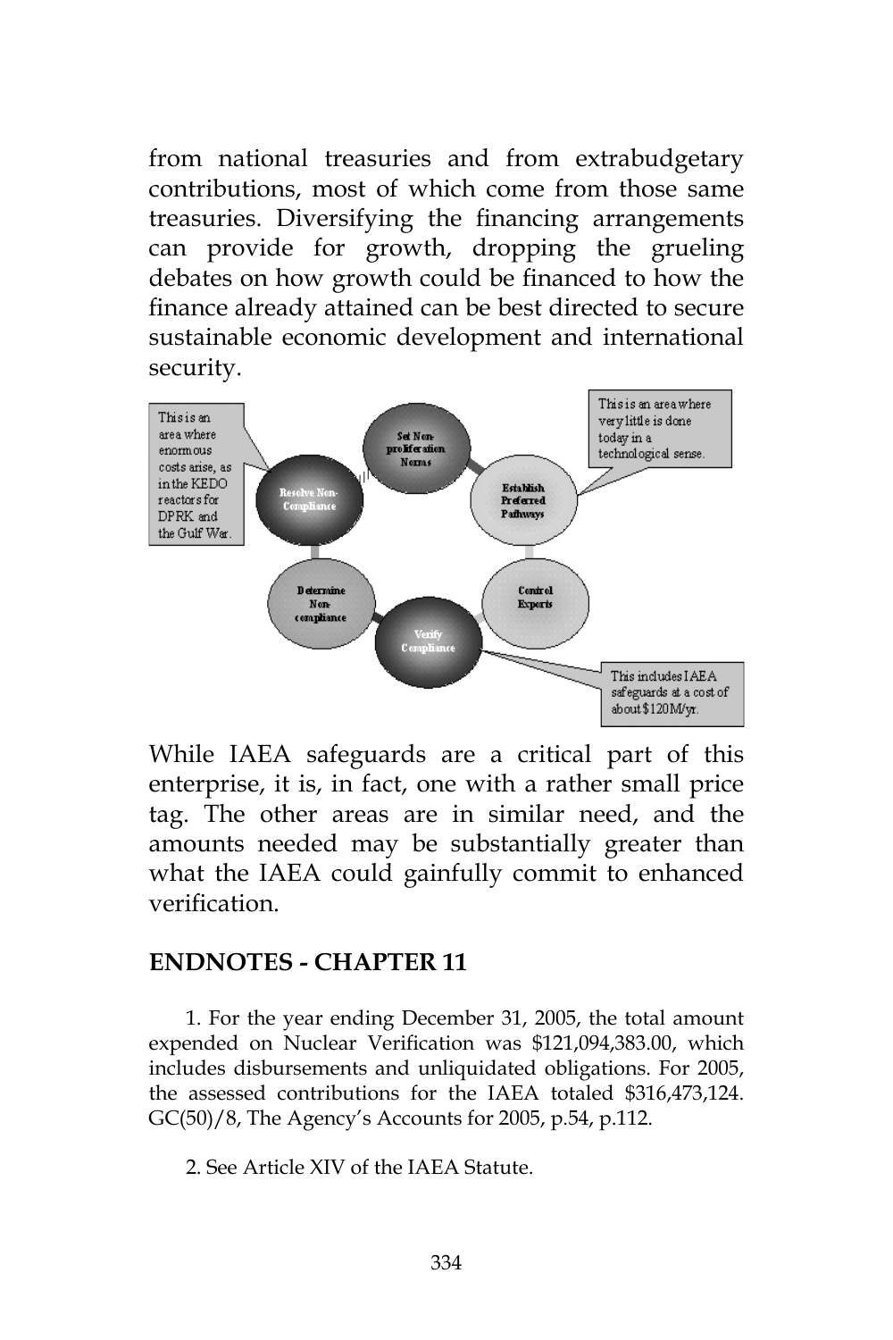from national treasuries and from extrabudgetary contributions, most of which come from those same treasuries. Diversifying the financing arrangements can provide for growth, dropping the grueling debates on how growth could be financed to how the finance already attained can be best directed to secure sustainable economic development and international security.

This is an area where enormous costs arise, as in the KEDO reactors for DPRK and the Gulf War.

Set Non-proliferation Norms

This is an area where very little is done today in a technological sense.

Resolve Non-Compliance

Establish Preferred Pathways

Determine Non-compliance

Control Exports

Verify Compliance

This includes IAEA safeguards at a cost of about $120M/yr.

While IAEA safeguards are a critical part of this enterprise, it is, in fact, one with a rather small price tag. The other areas are in similar need, and the amounts needed may be substantially greater than what the IAEA could gainfully commit to enhanced verification.

## ENDNOTES - CHAPTER 11

1. For the year ending December 31, 2005, the total amount expended on Nuclear Verification was $121,094,383.00, which includes disbursements and unliquidated obligations. For 2005, the assessed contributions for the IAEA totaled $316,473,124. GC(50)/8, The Agency's Accounts for 2005, p.54, p.112.

2. See Article XIV of the IAEA Statute.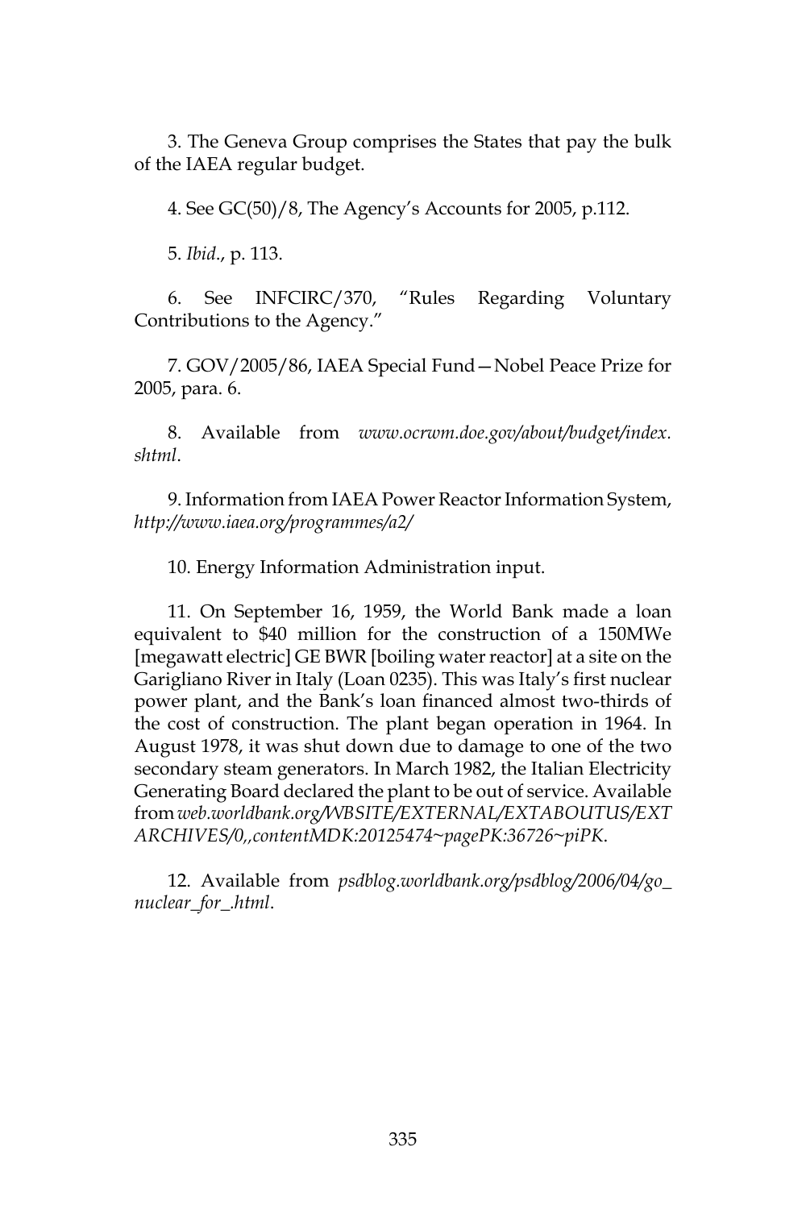3. The Geneva Group comprises the States that pay the bulk of the IAEA regular budget.

4. See GC(50)/8, The Agency's Accounts for 2005, p.112.

5. *Ibid*., p. 113.

6. See INFCIRC/370, "Rules Regarding Voluntary Contributions to the Agency."

7. GOV/2005/86, IAEA Special Fund—Nobel Peace Prize for 2005, para. 6.

8. Available from *www.ocrwm.doe.gov/about/budget/index.shtml*.

9. Information from IAEA Power Reactor Information System, *http://www.iaea.org/programmes/a2/*

10. Energy Information Administration input.

11. On September 16, 1959, the World Bank made a loan equivalent to $40 million for the construction of a 150MWe [megawatt electric] GE BWR [boiling water reactor] at a site on the Garigliano River in Italy (Loan 0235). This was Italy's first nuclear power plant, and the Bank's loan financed almost two-thirds of the cost of construction. The plant began operation in 1964. In August 1978, it was shut down due to damage to one of the two secondary steam generators. In March 1982, the Italian Electricity Generating Board declared the plant to be out of service. Available from *web.worldbank.org/WBSITE/EXTERNAL/EXTABOUTUS/EXTARCHIVES/0,,contentMDK:20125474~pagePK:36726~piPK*.

12. Available from *psdblog.worldbank.org/psdblog/2006/04/go_nuclear_for_.html*.